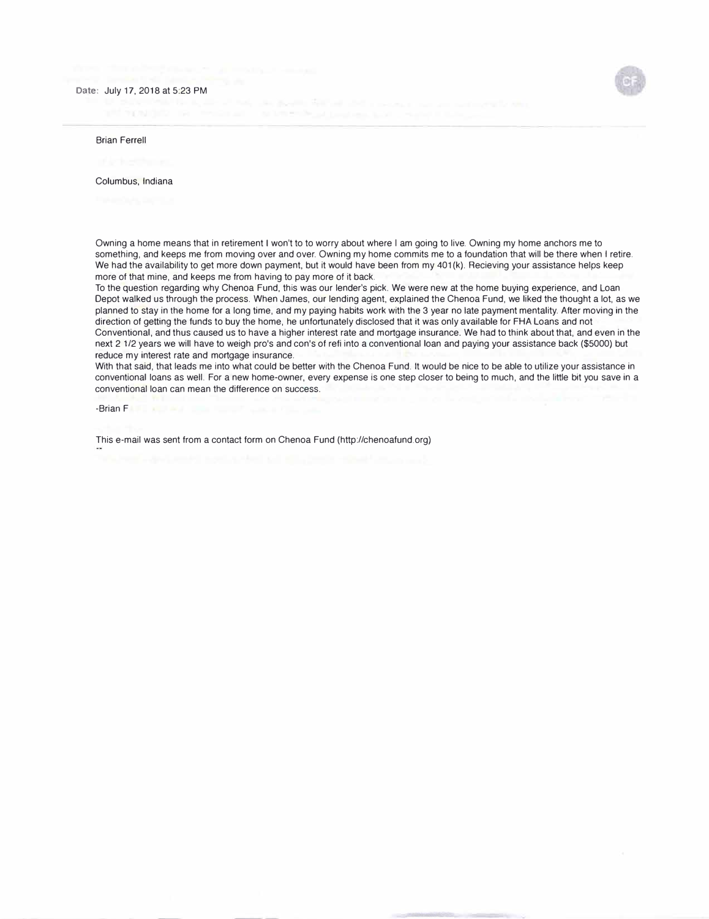Date: July 17, 2018 at 5:23 PM

Brian Ferrell

Columbus, Indiana

Owning a home means that in retirement I won't to to worry about where I am going to live. Owning my home anchors me to something, and keeps me from moving over and over. Owning my home commits me to a foundation that will be there when I retire. We had the availability to get more down payment, but it would have been from my 401(k). Recieving your assistance helps keep more of that mine, and keeps me from having to pay more of it back.
To the question regarding why Chenoa Fund, this was our lender's pick. We were new at the home buying experience, and Loan Depot walked us through the process. When James, our lending agent, explained the Chenoa Fund, we liked the thought a lot, as we planned to stay in the home for a long time, and my paying habits work with the 3 year no late payment mentality. After moving in the direction of getting the funds to buy the home, he unfortunately disclosed that it was only available for FHA Loans and not Conventional, and thus caused us to have a higher interest rate and mortgage insurance. We had to think about that, and even in the next 2 1/2 years we will have to weigh pro's and con's of refi into a conventional loan and paying your assistance back ($5000) but reduce my interest rate and mortgage insurance.
With that said, that leads me into what could be better with the Chenoa Fund. It would be nice to be able to utilize your assistance in conventional loans as well. For a new home-owner, every expense is one step closer to being to much, and the little bit you save in a conventional loan can mean the difference on success.

-Brian F

This e-mail was sent from a contact form on Chenoa Fund (http://chenoafund.org)
--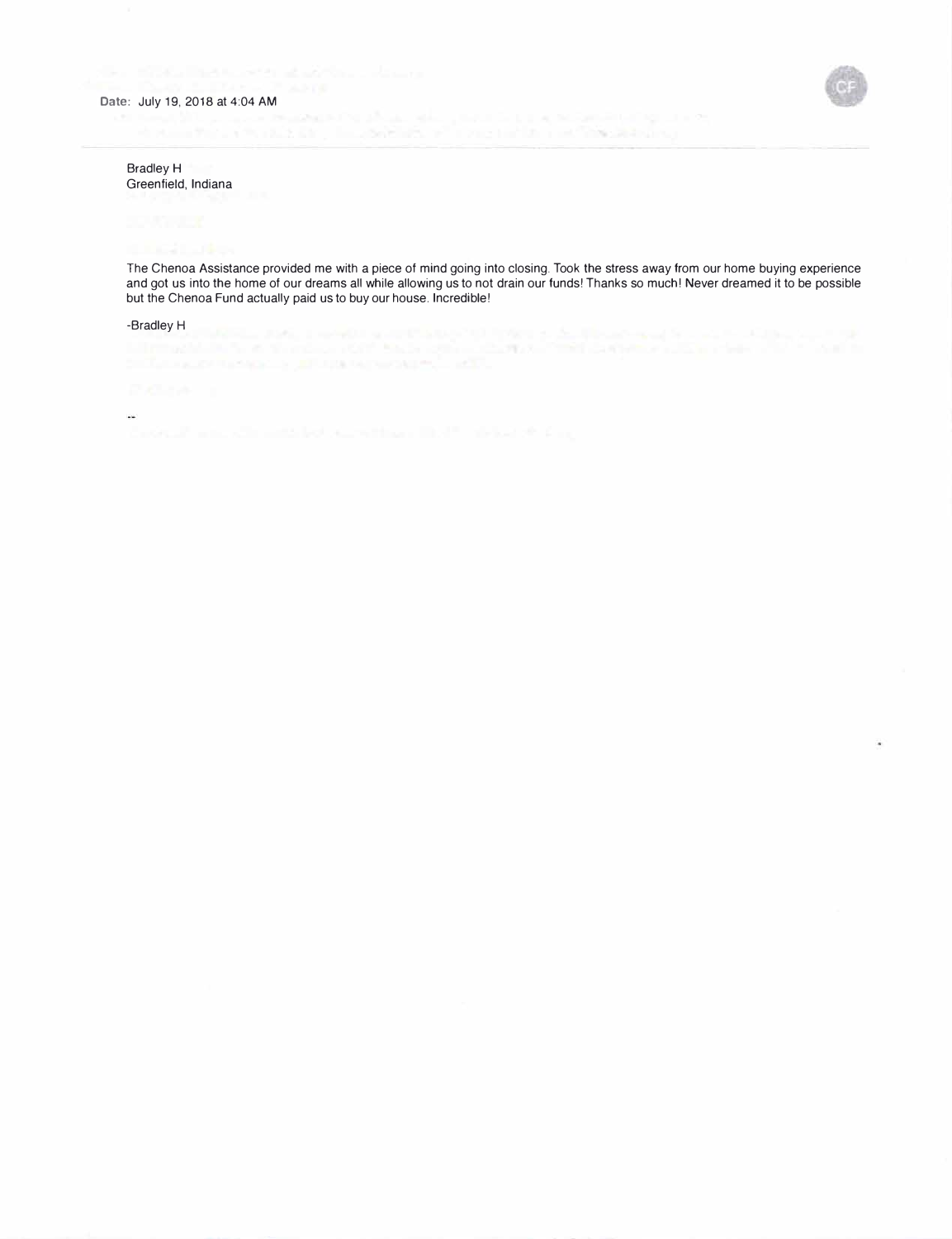**Date:** July 19, 2018 at 4:04 AM

Bradley H
Greenfield, Indiana

The Chenoa Assistance provided me with a piece of mind going into closing. Took the stress away from our home buying experience and got us into the home of our dreams all while allowing us to not drain our funds! Thanks so much! Never dreamed it to be possible but the Chenoa Fund actually paid us to buy our house. Incredible!

-Bradley H

--